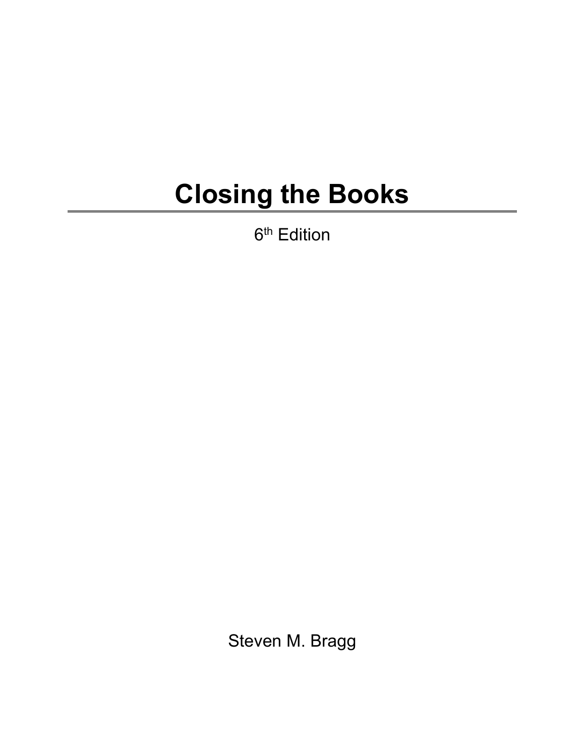# Closing the Books

6th Edition

Steven M. Bragg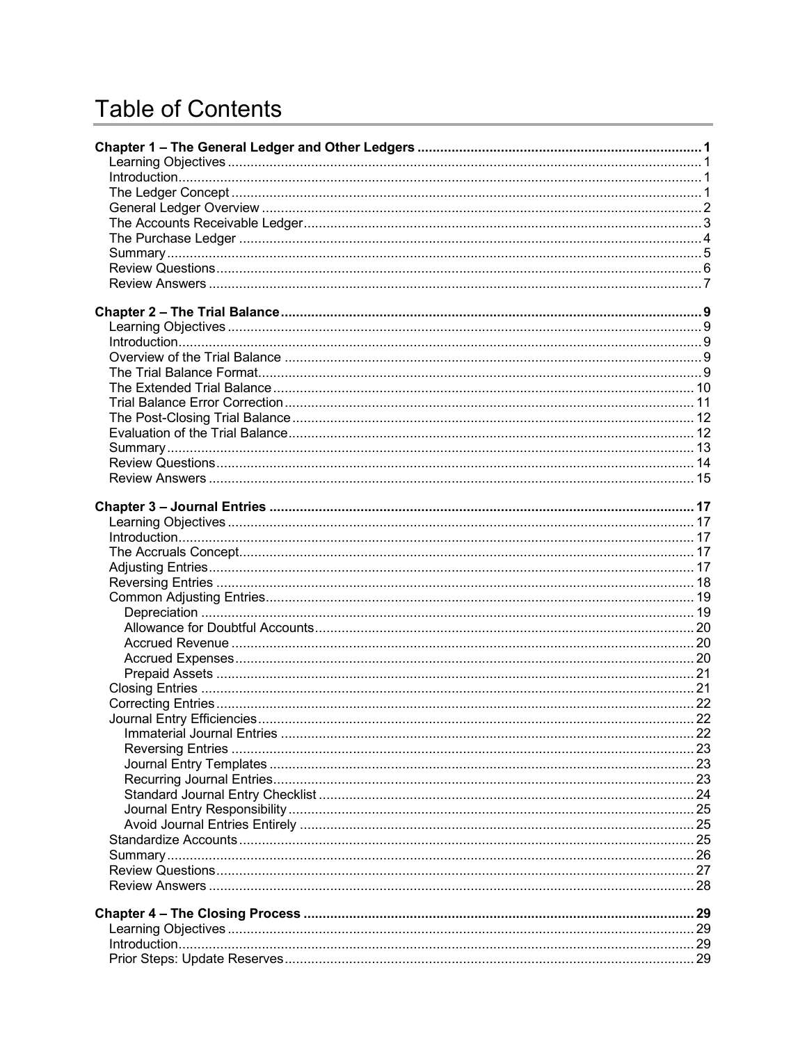# Table of Contents

**Chapter 1 – The General Ledger and Other Ledgers ..... 1**
- Learning Objectives ..... 1
- Introduction ..... 1
- The Ledger Concept ..... 1
- General Ledger Overview ..... 2
- The Accounts Receivable Ledger ..... 3
- The Purchase Ledger ..... 4
- Summary ..... 5
- Review Questions ..... 6
- Review Answers ..... 7

**Chapter 2 – The Trial Balance ..... 9**
- Learning Objectives ..... 9
- Introduction ..... 9
- Overview of the Trial Balance ..... 9
- The Trial Balance Format ..... 9
- The Extended Trial Balance ..... 10
- Trial Balance Error Correction ..... 11
- The Post-Closing Trial Balance ..... 12
- Evaluation of the Trial Balance ..... 12
- Summary ..... 13
- Review Questions ..... 14
- Review Answers ..... 15

**Chapter 3 – Journal Entries ..... 17**
- Learning Objectives ..... 17
- Introduction ..... 17
- The Accruals Concept ..... 17
- Adjusting Entries ..... 17
- Reversing Entries ..... 18
- Common Adjusting Entries ..... 19
  - Depreciation ..... 19
  - Allowance for Doubtful Accounts ..... 20
  - Accrued Revenue ..... 20
  - Accrued Expenses ..... 20
  - Prepaid Assets ..... 21
- Closing Entries ..... 21
- Correcting Entries ..... 22
- Journal Entry Efficiencies ..... 22
  - Immaterial Journal Entries ..... 22
  - Reversing Entries ..... 23
  - Journal Entry Templates ..... 23
  - Recurring Journal Entries ..... 23
  - Standard Journal Entry Checklist ..... 24
  - Journal Entry Responsibility ..... 25
  - Avoid Journal Entries Entirely ..... 25
- Standardize Accounts ..... 25
- Summary ..... 26
- Review Questions ..... 27
- Review Answers ..... 28

**Chapter 4 – The Closing Process ..... 29**
- Learning Objectives ..... 29
- Introduction ..... 29
- Prior Steps: Update Reserves ..... 29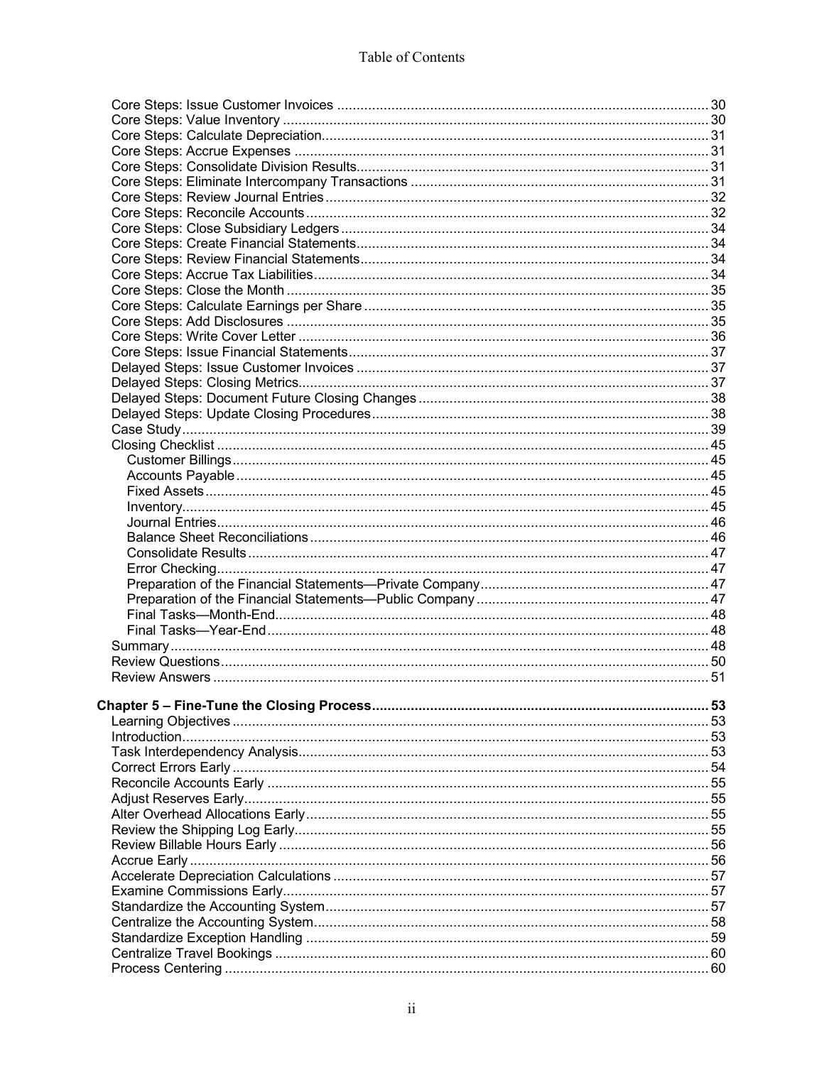Core Steps: Issue Customer Invoices ..... 30
Core Steps: Value Inventory ..... 30
Core Steps: Calculate Depreciation ..... 31
Core Steps: Accrue Expenses ..... 31
Core Steps: Consolidate Division Results ..... 31
Core Steps: Eliminate Intercompany Transactions ..... 31
Core Steps: Review Journal Entries ..... 32
Core Steps: Reconcile Accounts ..... 32
Core Steps: Close Subsidiary Ledgers ..... 34
Core Steps: Create Financial Statements ..... 34
Core Steps: Review Financial Statements ..... 34
Core Steps: Accrue Tax Liabilities ..... 34
Core Steps: Close the Month ..... 35
Core Steps: Calculate Earnings per Share ..... 35
Core Steps: Add Disclosures ..... 35
Core Steps: Write Cover Letter ..... 36
Core Steps: Issue Financial Statements ..... 37
Delayed Steps: Issue Customer Invoices ..... 37
Delayed Steps: Closing Metrics ..... 37
Delayed Steps: Document Future Closing Changes ..... 38
Delayed Steps: Update Closing Procedures ..... 38
Case Study ..... 39
Closing Checklist ..... 45
- Customer Billings ..... 45
- Accounts Payable ..... 45
- Fixed Assets ..... 45
- Inventory ..... 45
- Journal Entries ..... 46
- Balance Sheet Reconciliations ..... 46
- Consolidate Results ..... 47
- Error Checking ..... 47
- Preparation of the Financial Statements—Private Company ..... 47
- Preparation of the Financial Statements—Public Company ..... 47
- Final Tasks—Month-End ..... 48
- Final Tasks—Year-End ..... 48

Summary ..... 48
Review Questions ..... 50
Review Answers ..... 51

**Chapter 5 – Fine-Tune the Closing Process ..... 53**

Learning Objectives ..... 53
Introduction ..... 53
Task Interdependency Analysis ..... 53
Correct Errors Early ..... 54
Reconcile Accounts Early ..... 55
Adjust Reserves Early ..... 55
Alter Overhead Allocations Early ..... 55
Review the Shipping Log Early ..... 55
Review Billable Hours Early ..... 56
Accrue Early ..... 56
Accelerate Depreciation Calculations ..... 57
Examine Commissions Early ..... 57
Standardize the Accounting System ..... 57
Centralize the Accounting System ..... 58
Standardize Exception Handling ..... 59
Centralize Travel Bookings ..... 60
Process Centering ..... 60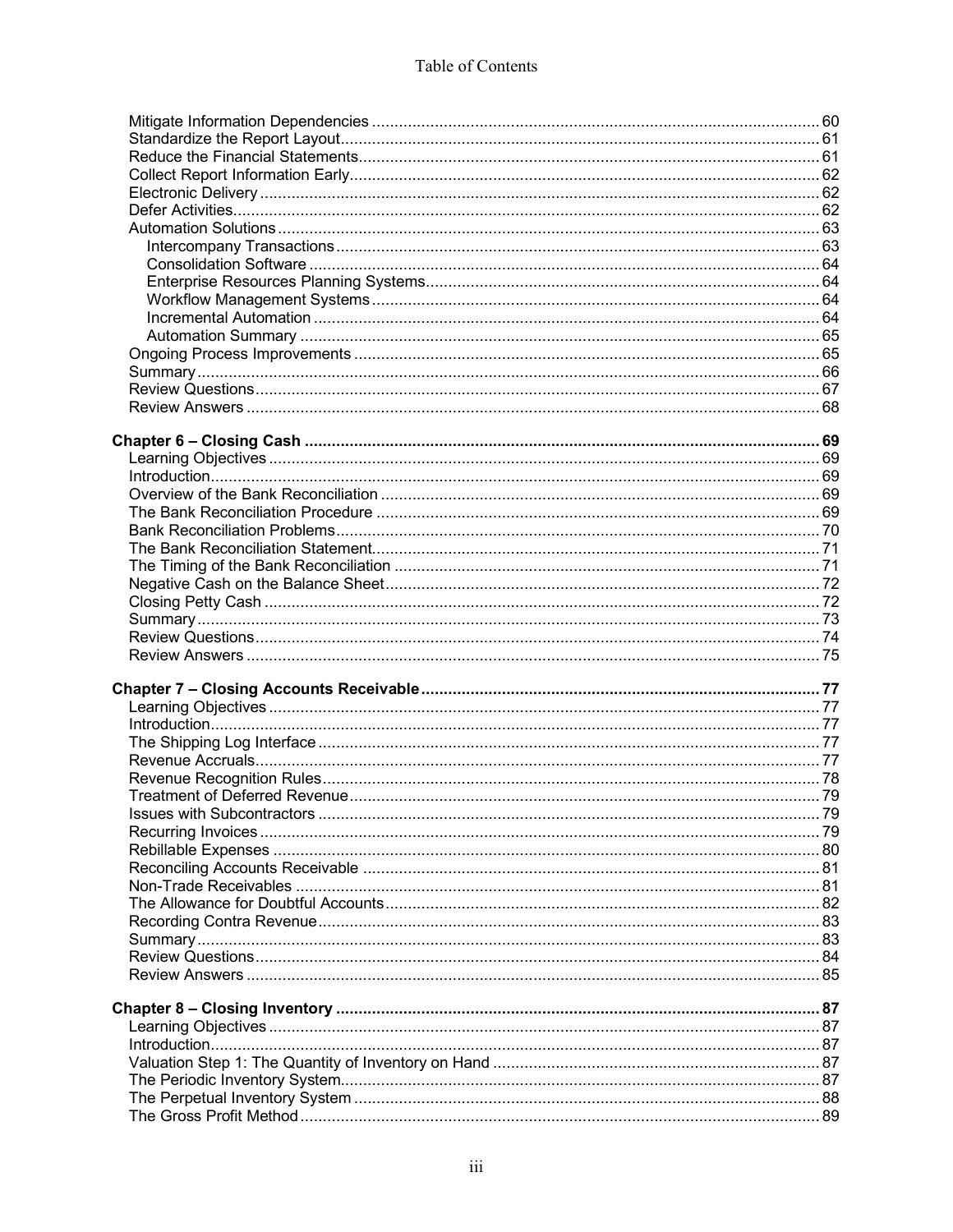Mitigate Information Dependencies ........ 60
Standardize the Report Layout ........ 61
Reduce the Financial Statements ........ 61
Collect Report Information Early ........ 62
Electronic Delivery ........ 62
Defer Activities ........ 62
Automation Solutions ........ 63
 Intercompany Transactions ........ 63
 Consolidation Software ........ 64
 Enterprise Resources Planning Systems ........ 64
 Workflow Management Systems ........ 64
 Incremental Automation ........ 64
 Automation Summary ........ 65
Ongoing Process Improvements ........ 65
Summary ........ 66
Review Questions ........ 67
Review Answers ........ 68

**Chapter 6 – Closing Cash ........ 69**
Learning Objectives ........ 69
Introduction ........ 69
Overview of the Bank Reconciliation ........ 69
The Bank Reconciliation Procedure ........ 69
Bank Reconciliation Problems ........ 70
The Bank Reconciliation Statement ........ 71
The Timing of the Bank Reconciliation ........ 71
Negative Cash on the Balance Sheet ........ 72
Closing Petty Cash ........ 72
Summary ........ 73
Review Questions ........ 74
Review Answers ........ 75

**Chapter 7 – Closing Accounts Receivable ........ 77**
Learning Objectives ........ 77
Introduction ........ 77
The Shipping Log Interface ........ 77
Revenue Accruals ........ 77
Revenue Recognition Rules ........ 78
Treatment of Deferred Revenue ........ 79
Issues with Subcontractors ........ 79
Recurring Invoices ........ 79
Rebillable Expenses ........ 80
Reconciling Accounts Receivable ........ 81
Non-Trade Receivables ........ 81
The Allowance for Doubtful Accounts ........ 82
Recording Contra Revenue ........ 83
Summary ........ 83
Review Questions ........ 84
Review Answers ........ 85

**Chapter 8 – Closing Inventory ........ 87**
Learning Objectives ........ 87
Introduction ........ 87
Valuation Step 1: The Quantity of Inventory on Hand ........ 87
The Periodic Inventory System ........ 87
The Perpetual Inventory System ........ 88
The Gross Profit Method ........ 89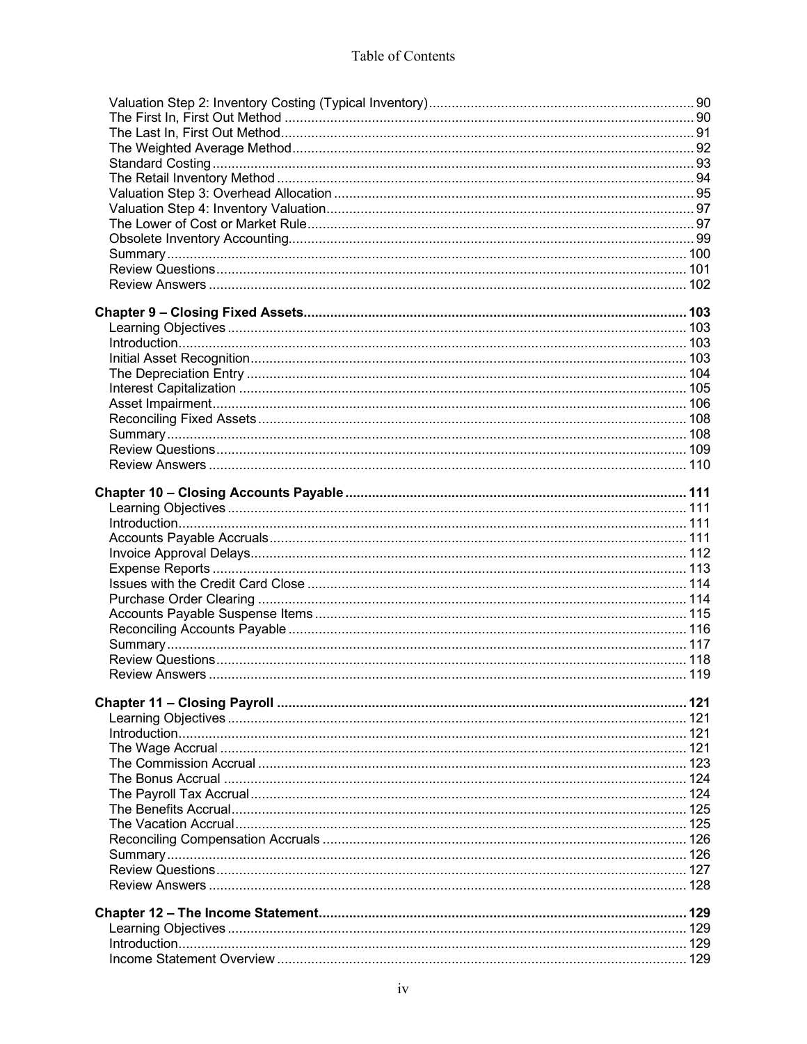Valuation Step 2: Inventory Costing (Typical Inventory) ..... 90
The First In, First Out Method ..... 90
The Last In, First Out Method ..... 91
The Weighted Average Method ..... 92
Standard Costing ..... 93
The Retail Inventory Method ..... 94
Valuation Step 3: Overhead Allocation ..... 95
Valuation Step 4: Inventory Valuation ..... 97
The Lower of Cost or Market Rule ..... 97
Obsolete Inventory Accounting ..... 99
Summary ..... 100
Review Questions ..... 101
Review Answers ..... 102

**Chapter 9 – Closing Fixed Assets ..... 103**
Learning Objectives ..... 103
Introduction ..... 103
Initial Asset Recognition ..... 103
The Depreciation Entry ..... 104
Interest Capitalization ..... 105
Asset Impairment ..... 106
Reconciling Fixed Assets ..... 108
Summary ..... 108
Review Questions ..... 109
Review Answers ..... 110

**Chapter 10 – Closing Accounts Payable ..... 111**
Learning Objectives ..... 111
Introduction ..... 111
Accounts Payable Accruals ..... 111
Invoice Approval Delays ..... 112
Expense Reports ..... 113
Issues with the Credit Card Close ..... 114
Purchase Order Clearing ..... 114
Accounts Payable Suspense Items ..... 115
Reconciling Accounts Payable ..... 116
Summary ..... 117
Review Questions ..... 118
Review Answers ..... 119

**Chapter 11 – Closing Payroll ..... 121**
Learning Objectives ..... 121
Introduction ..... 121
The Wage Accrual ..... 121
The Commission Accrual ..... 123
The Bonus Accrual ..... 124
The Payroll Tax Accrual ..... 124
The Benefits Accrual ..... 125
The Vacation Accrual ..... 125
Reconciling Compensation Accruals ..... 126
Summary ..... 126
Review Questions ..... 127
Review Answers ..... 128

**Chapter 12 – The Income Statement ..... 129**
Learning Objectives ..... 129
Introduction ..... 129
Income Statement Overview ..... 129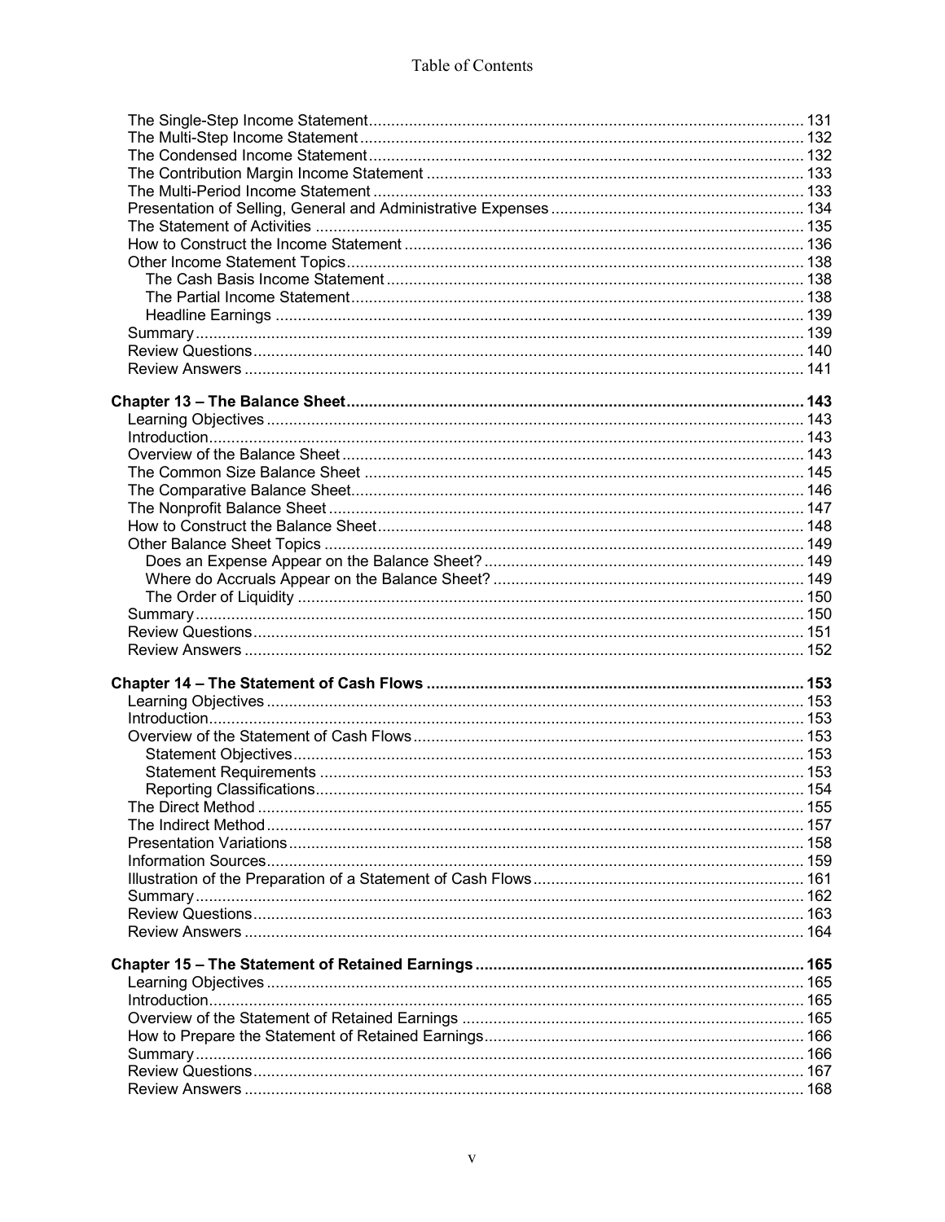The Single-Step Income Statement ........ 131
The Multi-Step Income Statement ........ 132
The Condensed Income Statement ........ 132
The Contribution Margin Income Statement ........ 133
The Multi-Period Income Statement ........ 133
Presentation of Selling, General and Administrative Expenses ........ 134
The Statement of Activities ........ 135
How to Construct the Income Statement ........ 136
Other Income Statement Topics ........ 138
    The Cash Basis Income Statement ........ 138
    The Partial Income Statement ........ 138
    Headline Earnings ........ 139
Summary ........ 139
Review Questions ........ 140
Review Answers ........ 141

**Chapter 13 – The Balance Sheet ........ 143**
Learning Objectives ........ 143
Introduction ........ 143
Overview of the Balance Sheet ........ 143
The Common Size Balance Sheet ........ 145
The Comparative Balance Sheet ........ 146
The Nonprofit Balance Sheet ........ 147
How to Construct the Balance Sheet ........ 148
Other Balance Sheet Topics ........ 149
    Does an Expense Appear on the Balance Sheet? ........ 149
    Where do Accruals Appear on the Balance Sheet? ........ 149
    The Order of Liquidity ........ 150
Summary ........ 150
Review Questions ........ 151
Review Answers ........ 152

**Chapter 14 – The Statement of Cash Flows ........ 153**
Learning Objectives ........ 153
Introduction ........ 153
Overview of the Statement of Cash Flows ........ 153
    Statement Objectives ........ 153
    Statement Requirements ........ 153
    Reporting Classifications ........ 154
The Direct Method ........ 155
The Indirect Method ........ 157
Presentation Variations ........ 158
Information Sources ........ 159
Illustration of the Preparation of a Statement of Cash Flows ........ 161
Summary ........ 162
Review Questions ........ 163
Review Answers ........ 164

**Chapter 15 – The Statement of Retained Earnings ........ 165**
Learning Objectives ........ 165
Introduction ........ 165
Overview of the Statement of Retained Earnings ........ 165
How to Prepare the Statement of Retained Earnings ........ 166
Summary ........ 166
Review Questions ........ 167
Review Answers ........ 168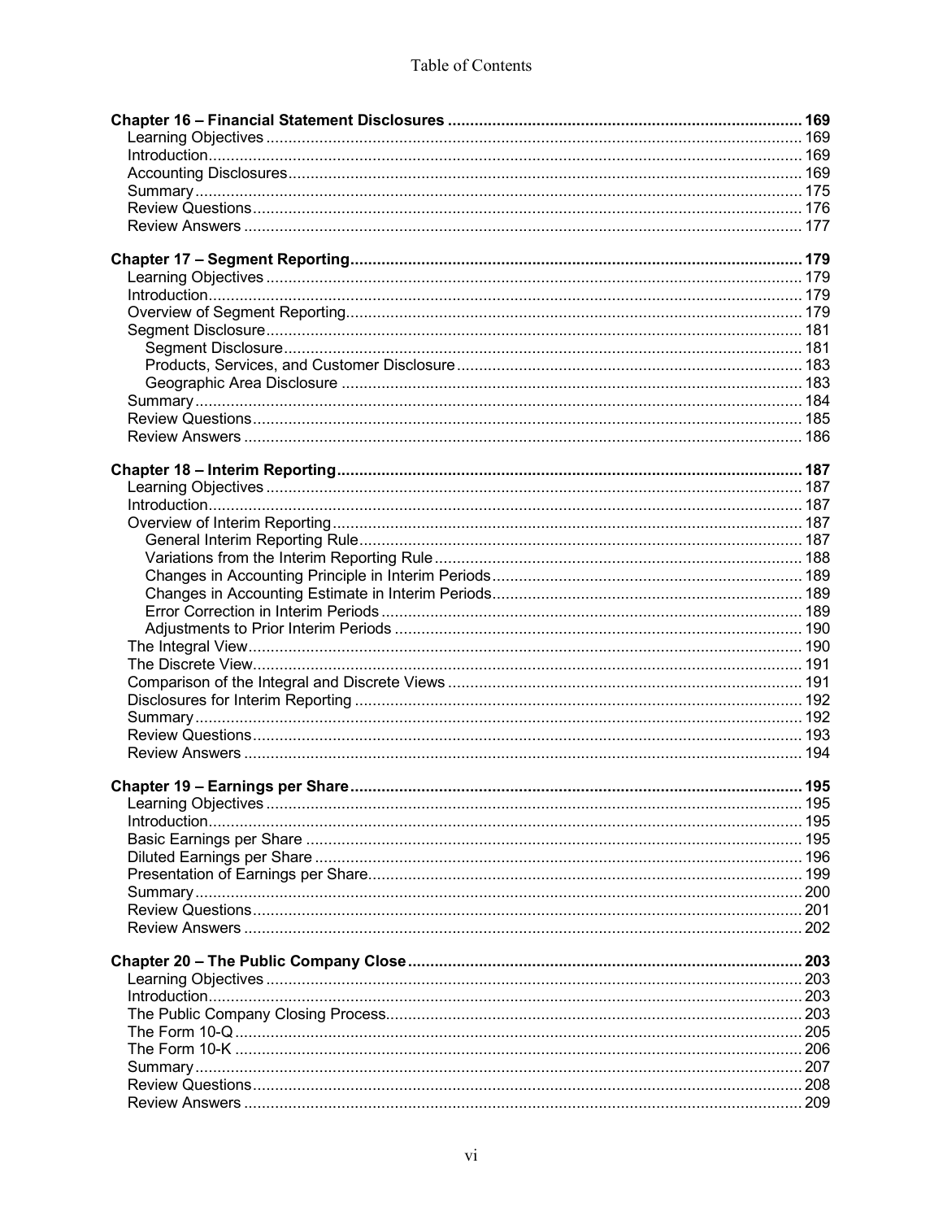# Table of Contents

**Chapter 16 – Financial Statement Disclosures** ... **169**
- Learning Objectives ... 169
- Introduction ... 169
- Accounting Disclosures ... 169
- Summary ... 175
- Review Questions ... 176
- Review Answers ... 177

**Chapter 17 – Segment Reporting** ... **179**
- Learning Objectives ... 179
- Introduction ... 179
- Overview of Segment Reporting ... 179
- Segment Disclosure ... 181
  - Segment Disclosure ... 181
  - Products, Services, and Customer Disclosure ... 183
  - Geographic Area Disclosure ... 183
- Summary ... 184
- Review Questions ... 185
- Review Answers ... 186

**Chapter 18 – Interim Reporting** ... **187**
- Learning Objectives ... 187
- Introduction ... 187
- Overview of Interim Reporting ... 187
  - General Interim Reporting Rule ... 187
  - Variations from the Interim Reporting Rule ... 188
  - Changes in Accounting Principle in Interim Periods ... 189
  - Changes in Accounting Estimate in Interim Periods ... 189
  - Error Correction in Interim Periods ... 189
  - Adjustments to Prior Interim Periods ... 190
- The Integral View ... 190
- The Discrete View ... 191
- Comparison of the Integral and Discrete Views ... 191
- Disclosures for Interim Reporting ... 192
- Summary ... 192
- Review Questions ... 193
- Review Answers ... 194

**Chapter 19 – Earnings per Share** ... **195**
- Learning Objectives ... 195
- Introduction ... 195
- Basic Earnings per Share ... 195
- Diluted Earnings per Share ... 196
- Presentation of Earnings per Share ... 199
- Summary ... 200
- Review Questions ... 201
- Review Answers ... 202

**Chapter 20 – The Public Company Close** ... **203**
- Learning Objectives ... 203
- Introduction ... 203
- The Public Company Closing Process ... 203
- The Form 10-Q ... 205
- The Form 10-K ... 206
- Summary ... 207
- Review Questions ... 208
- Review Answers ... 209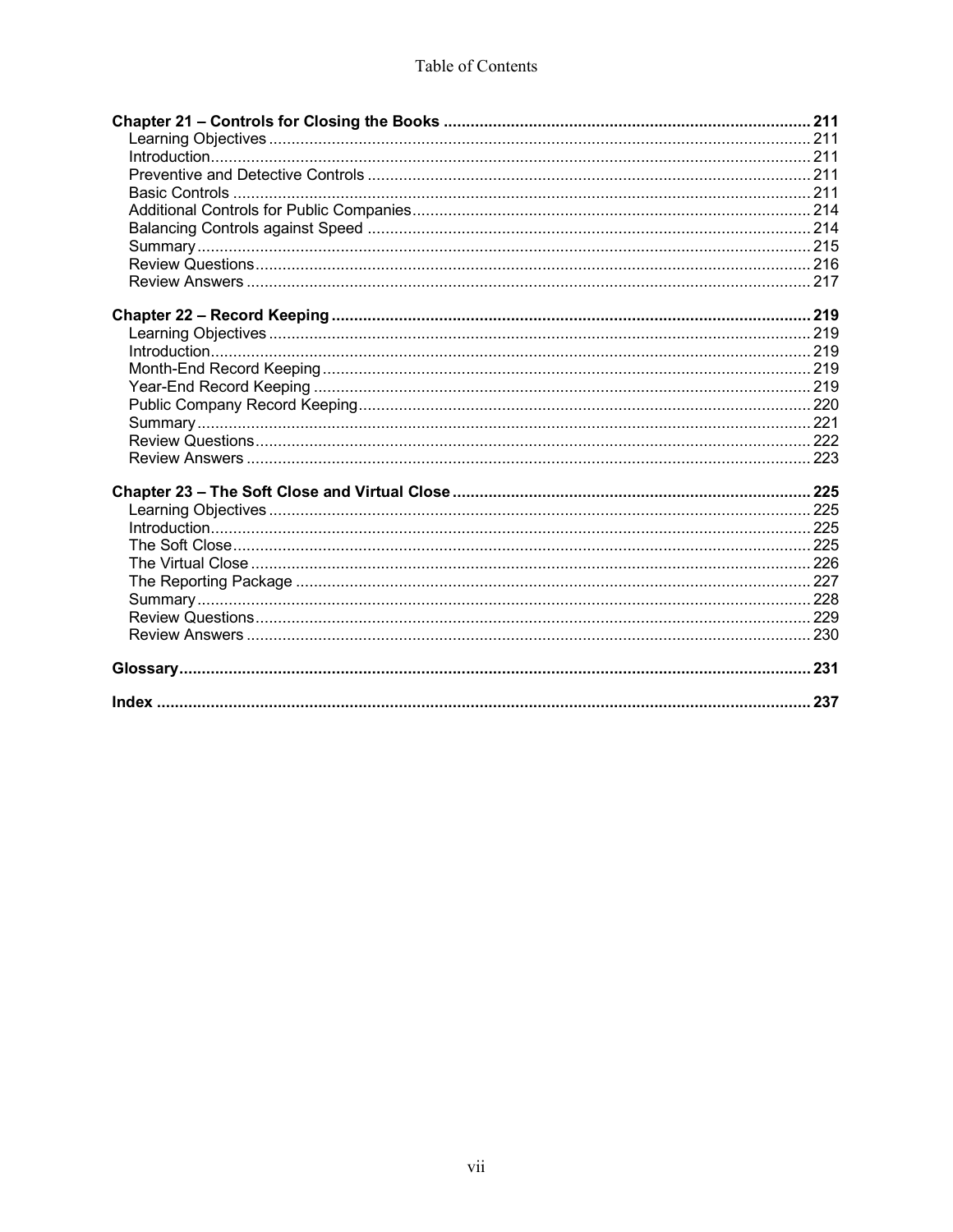**Chapter 21 – Controls for Closing the Books ..... 211**
Learning Objectives ..... 211
Introduction ..... 211
Preventive and Detective Controls ..... 211
Basic Controls ..... 211
Additional Controls for Public Companies ..... 214
Balancing Controls against Speed ..... 214
Summary ..... 215
Review Questions ..... 216
Review Answers ..... 217

**Chapter 22 – Record Keeping ..... 219**
Learning Objectives ..... 219
Introduction ..... 219
Month-End Record Keeping ..... 219
Year-End Record Keeping ..... 219
Public Company Record Keeping ..... 220
Summary ..... 221
Review Questions ..... 222
Review Answers ..... 223

**Chapter 23 – The Soft Close and Virtual Close ..... 225**
Learning Objectives ..... 225
Introduction ..... 225
The Soft Close ..... 225
The Virtual Close ..... 226
The Reporting Package ..... 227
Summary ..... 228
Review Questions ..... 229
Review Answers ..... 230

**Glossary ..... 231**

**Index ..... 237**